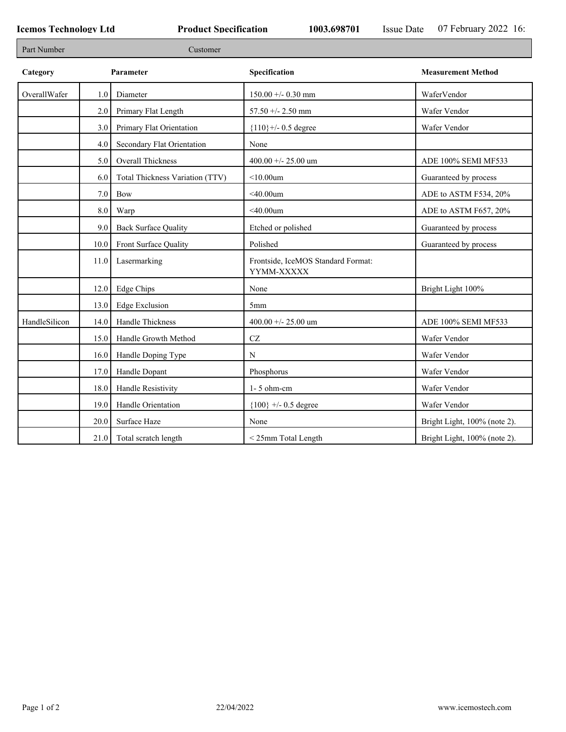**Icemos Technology Ltd** | **Product Specification** | **1003.698701** | Issue Date 07 February 2022 16:

Part Number | Customer

| Category | | Parameter | Specification | Measurement Method |
|---|---|---|---|---|
| OverallWafer | 1.0 | Diameter | 150.00 +/- 0.30 mm | WaferVendor |
| | 2.0 | Primary Flat Length | 57.50 +/- 2.50 mm | Wafer Vendor |
| | 3.0 | Primary Flat Orientation | {110}+/- 0.5 degree | Wafer Vendor |
| | 4.0 | Secondary Flat Orientation | None | |
| | 5.0 | Overall Thickness | 400.00 +/- 25.00 um | ADE 100% SEMI MF533 |
| | 6.0 | Total Thickness Variation (TTV) | <10.00um | Guaranteed by process |
| | 7.0 | Bow | <40.00um | ADE to ASTM F534, 20% |
| | 8.0 | Warp | <40.00um | ADE to ASTM F657, 20% |
| | 9.0 | Back Surface Quality | Etched or polished | Guaranteed by process |
| | 10.0 | Front Surface Quality | Polished | Guaranteed by process |
| | 11.0 | Lasermarking | Frontside, IceMOS Standard Format: YYMM-XXXXX | |
| | 12.0 | Edge Chips | None | Bright Light 100% |
| | 13.0 | Edge Exclusion | 5mm | |
| HandleSilicon | 14.0 | Handle Thickness | 400.00 +/- 25.00 um | ADE 100% SEMI MF533 |
| | 15.0 | Handle Growth Method | CZ | Wafer Vendor |
| | 16.0 | Handle Doping Type | N | Wafer Vendor |
| | 17.0 | Handle Dopant | Phosphorus | Wafer Vendor |
| | 18.0 | Handle Resistivity | 1- 5 ohm-cm | Wafer Vendor |
| | 19.0 | Handle Orientation | {100} +/- 0.5 degree | Wafer Vendor |
| | 20.0 | Surface Haze | None | Bright Light, 100% (note 2). |
| | 21.0 | Total scratch length | < 25mm Total Length | Bright Light, 100% (note 2). |

22/04/2022 www.icemostech.com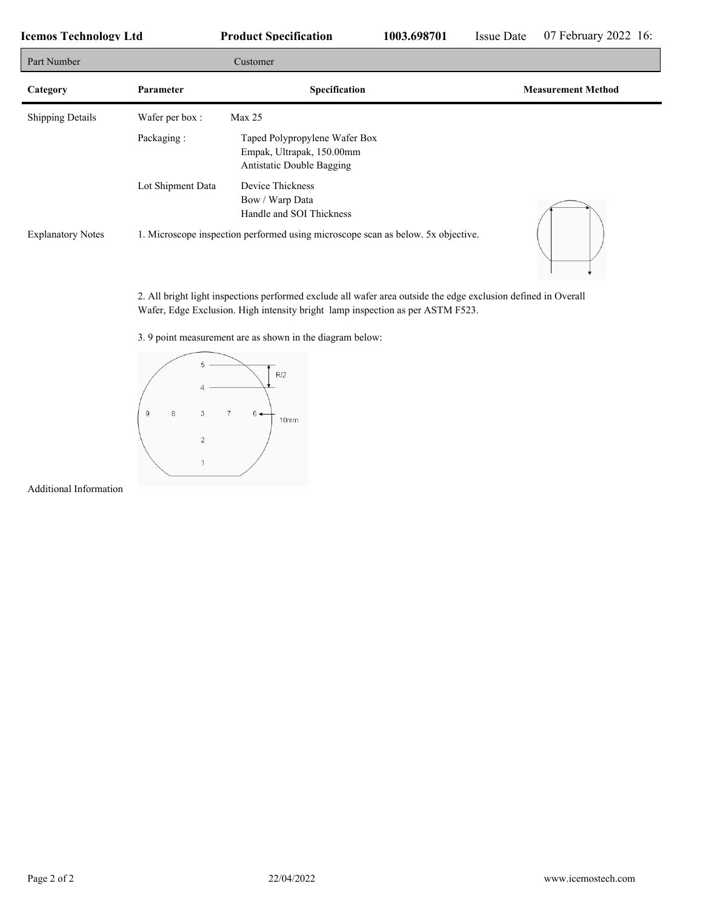| Category | Parameter | Specification | Measurement Method |
|---|---|---|---|
| Shipping Details | Wafer per box : | Max 25 | |
| | Packaging : | Taped Polypropylene Wafer Box<br>Empak, Ultrapak, 150.00mm<br>Antistatic Double Bagging | |
| | Lot Shipment Data | Device Thickness<br>Bow / Warp Data<br>Handle and SOI Thickness | |
| Explanatory Notes | 1. Microscope inspection performed using microscope scan as below. 5x objective. | | |

2. All bright light inspections performed exclude all wafer area outside the edge exclusion defined in Overall Wafer, Edge Exclusion. High intensity bright lamp inspection as per ASTM F523.

3. 9 point measurement are as shown in the diagram below:

5
4
R/2
9 8 3 7 6
10mm
2
1

Additional Information